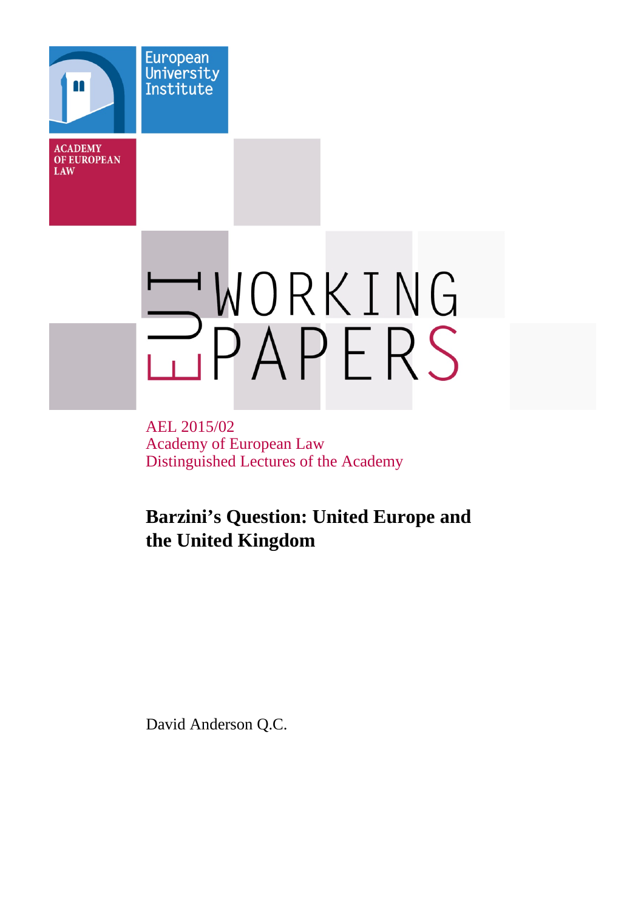European University Institute

ACADEMY OF EUROPEAN LAW

EUI WORKING PAPERS

AEL 2015/02
Academy of European Law
Distinguished Lectures of the Academy

# Barzini's Question: United Europe and the United Kingdom

David Anderson Q.C.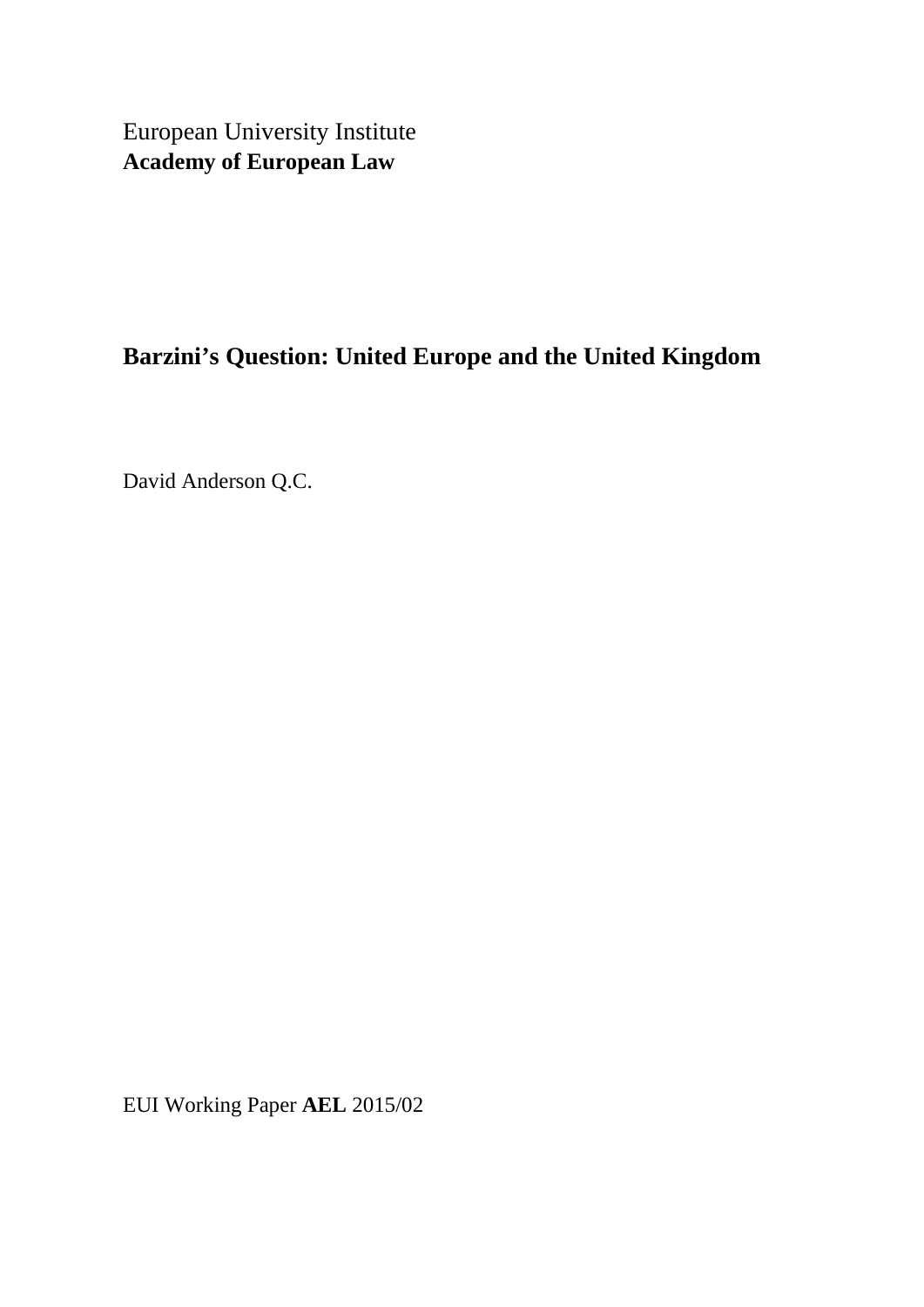European University Institute
**Academy of European Law**

# Barzini's Question: United Europe and the United Kingdom

David Anderson Q.C.

EUI Working Paper **AEL** 2015/02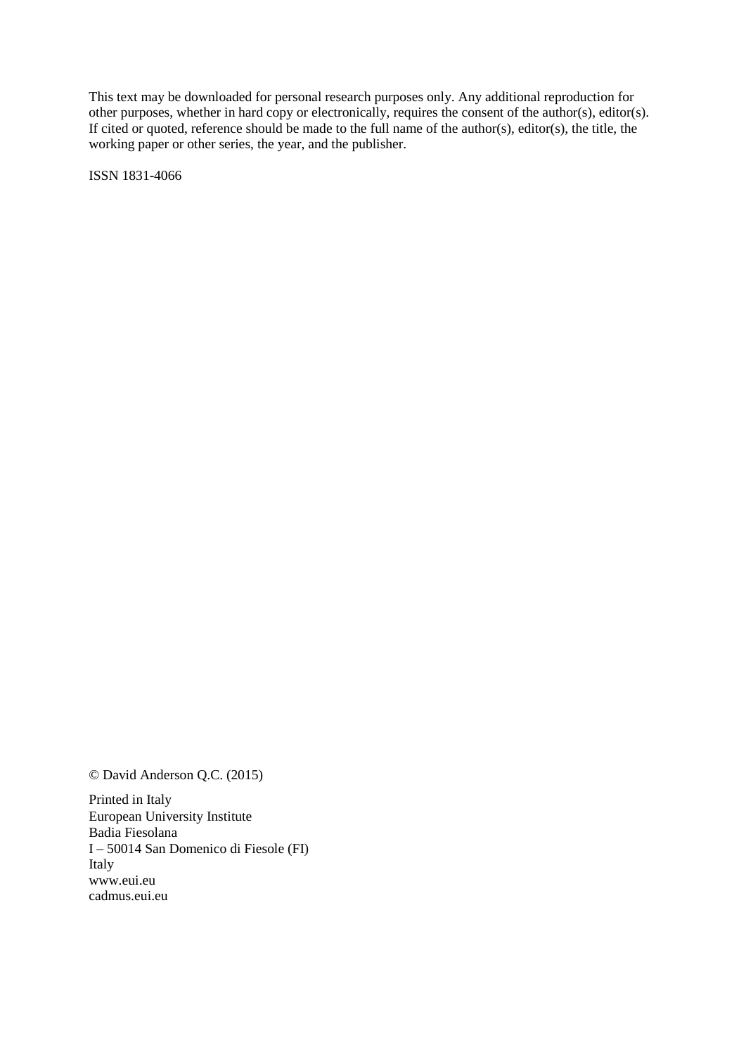This text may be downloaded for personal research purposes only. Any additional reproduction for other purposes, whether in hard copy or electronically, requires the consent of the author(s), editor(s). If cited or quoted, reference should be made to the full name of the author(s), editor(s), the title, the working paper or other series, the year, and the publisher.

ISSN 1831-4066

© David Anderson Q.C. (2015)

Printed in Italy
European University Institute
Badia Fiesolana
I – 50014 San Domenico di Fiesole (FI)
Italy
www.eui.eu
cadmus.eui.eu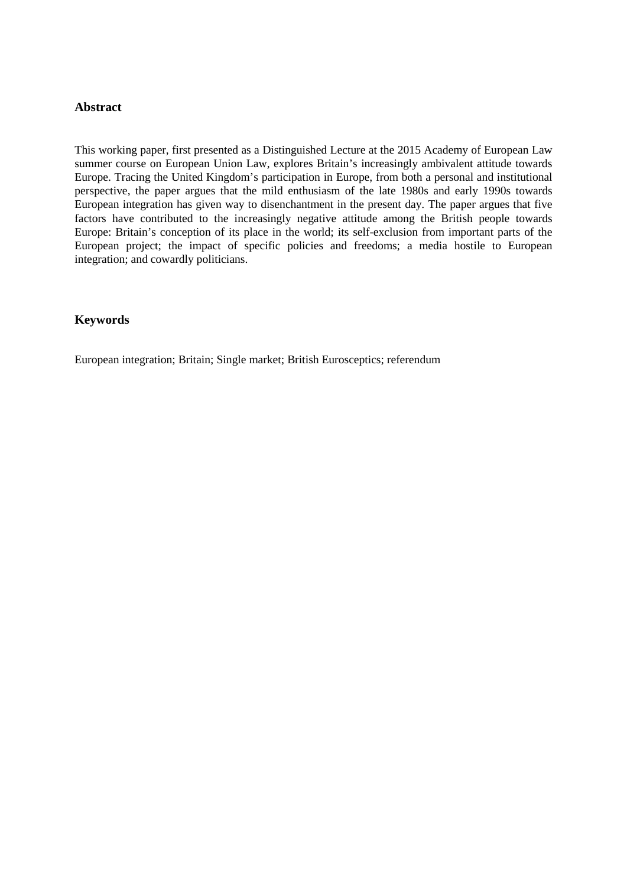## Abstract

This working paper, first presented as a Distinguished Lecture at the 2015 Academy of European Law summer course on European Union Law, explores Britain's increasingly ambivalent attitude towards Europe. Tracing the United Kingdom's participation in Europe, from both a personal and institutional perspective, the paper argues that the mild enthusiasm of the late 1980s and early 1990s towards European integration has given way to disenchantment in the present day. The paper argues that five factors have contributed to the increasingly negative attitude among the British people towards Europe: Britain's conception of its place in the world; its self-exclusion from important parts of the European project; the impact of specific policies and freedoms; a media hostile to European integration; and cowardly politicians.

## Keywords

European integration; Britain; Single market; British Eurosceptics; referendum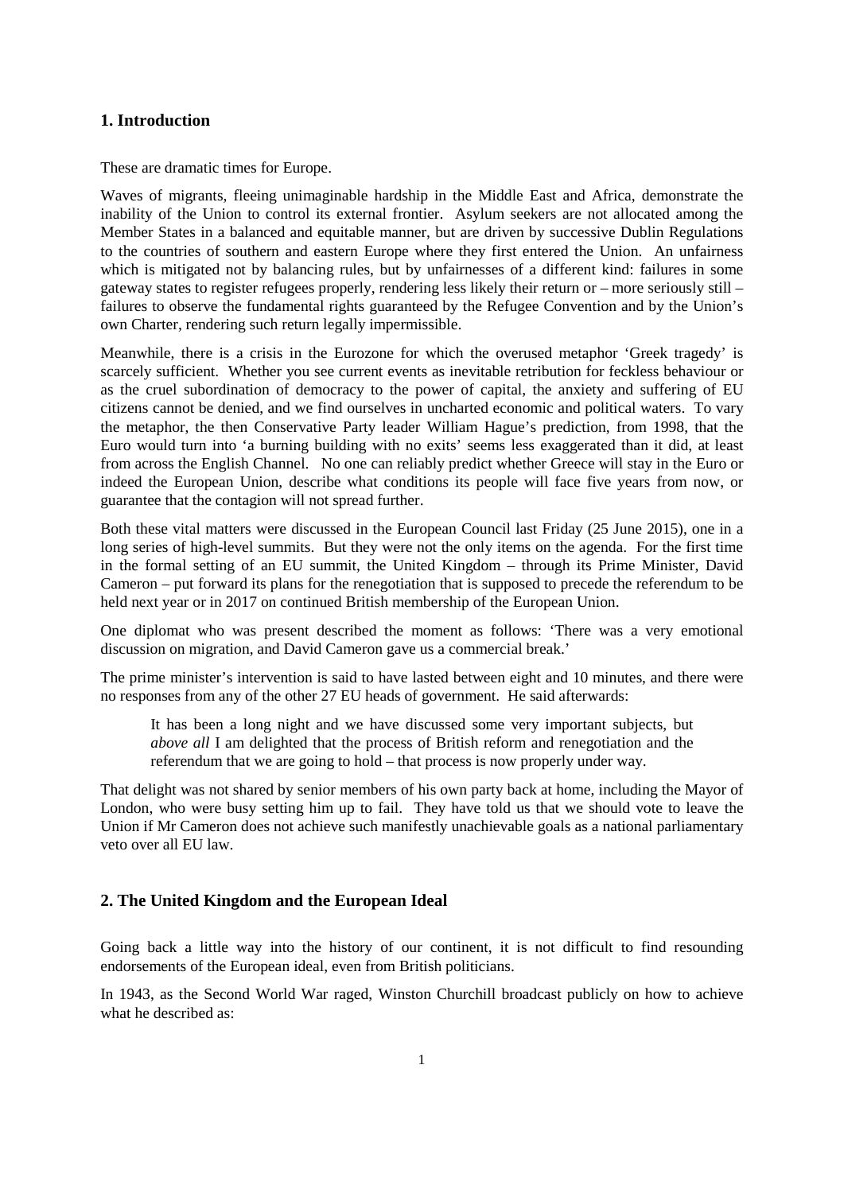## 1. Introduction

These are dramatic times for Europe.

Waves of migrants, fleeing unimaginable hardship in the Middle East and Africa, demonstrate the inability of the Union to control its external frontier. Asylum seekers are not allocated among the Member States in a balanced and equitable manner, but are driven by successive Dublin Regulations to the countries of southern and eastern Europe where they first entered the Union. An unfairness which is mitigated not by balancing rules, but by unfairnesses of a different kind: failures in some gateway states to register refugees properly, rendering less likely their return or – more seriously still – failures to observe the fundamental rights guaranteed by the Refugee Convention and by the Union's own Charter, rendering such return legally impermissible.

Meanwhile, there is a crisis in the Eurozone for which the overused metaphor 'Greek tragedy' is scarcely sufficient. Whether you see current events as inevitable retribution for feckless behaviour or as the cruel subordination of democracy to the power of capital, the anxiety and suffering of EU citizens cannot be denied, and we find ourselves in uncharted economic and political waters. To vary the metaphor, the then Conservative Party leader William Hague's prediction, from 1998, that the Euro would turn into 'a burning building with no exits' seems less exaggerated than it did, at least from across the English Channel. No one can reliably predict whether Greece will stay in the Euro or indeed the European Union, describe what conditions its people will face five years from now, or guarantee that the contagion will not spread further.

Both these vital matters were discussed in the European Council last Friday (25 June 2015), one in a long series of high-level summits. But they were not the only items on the agenda. For the first time in the formal setting of an EU summit, the United Kingdom – through its Prime Minister, David Cameron – put forward its plans for the renegotiation that is supposed to precede the referendum to be held next year or in 2017 on continued British membership of the European Union.

One diplomat who was present described the moment as follows: 'There was a very emotional discussion on migration, and David Cameron gave us a commercial break.'

The prime minister's intervention is said to have lasted between eight and 10 minutes, and there were no responses from any of the other 27 EU heads of government. He said afterwards:

> It has been a long night and we have discussed some very important subjects, but *above all* I am delighted that the process of British reform and renegotiation and the referendum that we are going to hold – that process is now properly under way.

That delight was not shared by senior members of his own party back at home, including the Mayor of London, who were busy setting him up to fail. They have told us that we should vote to leave the Union if Mr Cameron does not achieve such manifestly unachievable goals as a national parliamentary veto over all EU law.

## 2. The United Kingdom and the European Ideal

Going back a little way into the history of our continent, it is not difficult to find resounding endorsements of the European ideal, even from British politicians.

In 1943, as the Second World War raged, Winston Churchill broadcast publicly on how to achieve what he described as: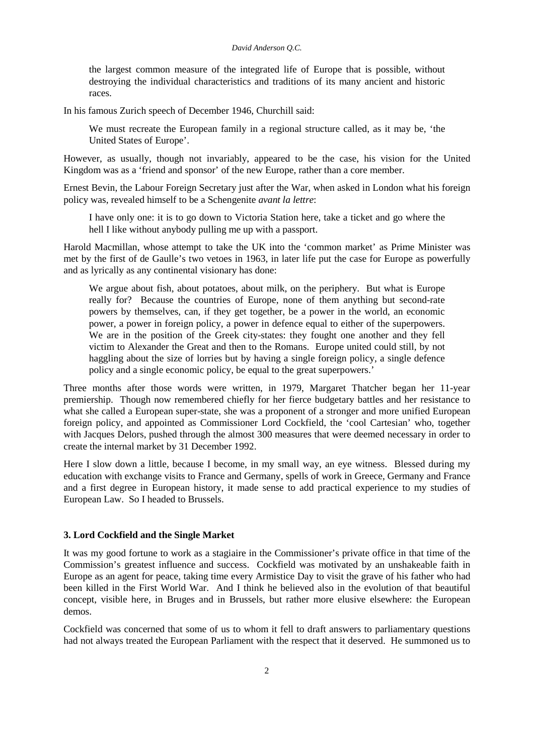> the largest common measure of the integrated life of Europe that is possible, without destroying the individual characteristics and traditions of its many ancient and historic races.

In his famous Zurich speech of December 1946, Churchill said:

> We must recreate the European family in a regional structure called, as it may be, 'the United States of Europe'.

However, as usually, though not invariably, appeared to be the case, his vision for the United Kingdom was as a 'friend and sponsor' of the new Europe, rather than a core member.

Ernest Bevin, the Labour Foreign Secretary just after the War, when asked in London what his foreign policy was, revealed himself to be a Schengenite *avant la lettre*:

> I have only one: it is to go down to Victoria Station here, take a ticket and go where the hell I like without anybody pulling me up with a passport.

Harold Macmillan, whose attempt to take the UK into the 'common market' as Prime Minister was met by the first of de Gaulle's two vetoes in 1963, in later life put the case for Europe as powerfully and as lyrically as any continental visionary has done:

> We argue about fish, about potatoes, about milk, on the periphery. But what is Europe really for? Because the countries of Europe, none of them anything but second-rate powers by themselves, can, if they get together, be a power in the world, an economic power, a power in foreign policy, a power in defence equal to either of the superpowers. We are in the position of the Greek city-states: they fought one another and they fell victim to Alexander the Great and then to the Romans. Europe united could still, by not haggling about the size of lorries but by having a single foreign policy, a single defence policy and a single economic policy, be equal to the great superpowers.'

Three months after those words were written, in 1979, Margaret Thatcher began her 11-year premiership. Though now remembered chiefly for her fierce budgetary battles and her resistance to what she called a European super-state, she was a proponent of a stronger and more unified European foreign policy, and appointed as Commissioner Lord Cockfield, the 'cool Cartesian' who, together with Jacques Delors, pushed through the almost 300 measures that were deemed necessary in order to create the internal market by 31 December 1992.

Here I slow down a little, because I become, in my small way, an eye witness. Blessed during my education with exchange visits to France and Germany, spells of work in Greece, Germany and France and a first degree in European history, it made sense to add practical experience to my studies of European Law. So I headed to Brussels.

### 3. Lord Cockfield and the Single Market

It was my good fortune to work as a stagiaire in the Commissioner's private office in that time of the Commission's greatest influence and success. Cockfield was motivated by an unshakeable faith in Europe as an agent for peace, taking time every Armistice Day to visit the grave of his father who had been killed in the First World War. And I think he believed also in the evolution of that beautiful concept, visible here, in Bruges and in Brussels, but rather more elusive elsewhere: the European demos.

Cockfield was concerned that some of us to whom it fell to draft answers to parliamentary questions had not always treated the European Parliament with the respect that it deserved. He summoned us to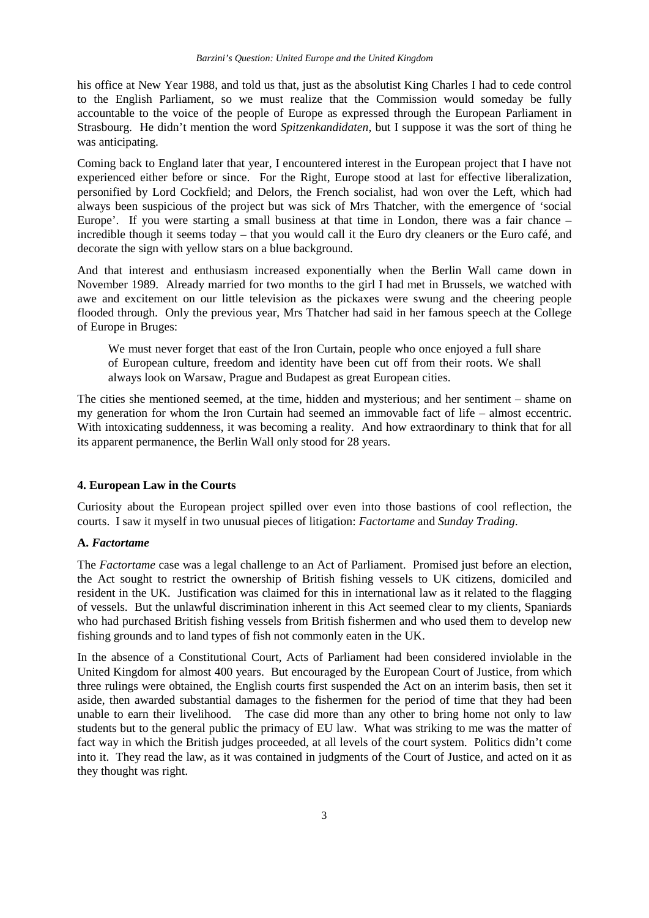his office at New Year 1988, and told us that, just as the absolutist King Charles I had to cede control to the English Parliament, so we must realize that the Commission would someday be fully accountable to the voice of the people of Europe as expressed through the European Parliament in Strasbourg. He didn't mention the word *Spitzenkandidaten*, but I suppose it was the sort of thing he was anticipating.

Coming back to England later that year, I encountered interest in the European project that I have not experienced either before or since. For the Right, Europe stood at last for effective liberalization, personified by Lord Cockfield; and Delors, the French socialist, had won over the Left, which had always been suspicious of the project but was sick of Mrs Thatcher, with the emergence of 'social Europe'. If you were starting a small business at that time in London, there was a fair chance – incredible though it seems today – that you would call it the Euro dry cleaners or the Euro café, and decorate the sign with yellow stars on a blue background.

And that interest and enthusiasm increased exponentially when the Berlin Wall came down in November 1989. Already married for two months to the girl I had met in Brussels, we watched with awe and excitement on our little television as the pickaxes were swung and the cheering people flooded through. Only the previous year, Mrs Thatcher had said in her famous speech at the College of Europe in Bruges:

> We must never forget that east of the Iron Curtain, people who once enjoyed a full share of European culture, freedom and identity have been cut off from their roots. We shall always look on Warsaw, Prague and Budapest as great European cities.

The cities she mentioned seemed, at the time, hidden and mysterious; and her sentiment – shame on my generation for whom the Iron Curtain had seemed an immovable fact of life – almost eccentric. With intoxicating suddenness, it was becoming a reality. And how extraordinary to think that for all its apparent permanence, the Berlin Wall only stood for 28 years.

### 4. European Law in the Courts

Curiosity about the European project spilled over even into those bastions of cool reflection, the courts. I saw it myself in two unusual pieces of litigation: *Factortame* and *Sunday Trading*.

#### A. *Factortame*

The *Factortame* case was a legal challenge to an Act of Parliament. Promised just before an election, the Act sought to restrict the ownership of British fishing vessels to UK citizens, domiciled and resident in the UK. Justification was claimed for this in international law as it related to the flagging of vessels. But the unlawful discrimination inherent in this Act seemed clear to my clients, Spaniards who had purchased British fishing vessels from British fishermen and who used them to develop new fishing grounds and to land types of fish not commonly eaten in the UK.

In the absence of a Constitutional Court, Acts of Parliament had been considered inviolable in the United Kingdom for almost 400 years. But encouraged by the European Court of Justice, from which three rulings were obtained, the English courts first suspended the Act on an interim basis, then set it aside, then awarded substantial damages to the fishermen for the period of time that they had been unable to earn their livelihood. The case did more than any other to bring home not only to law students but to the general public the primacy of EU law. What was striking to me was the matter of fact way in which the British judges proceeded, at all levels of the court system. Politics didn't come into it. They read the law, as it was contained in judgments of the Court of Justice, and acted on it as they thought was right.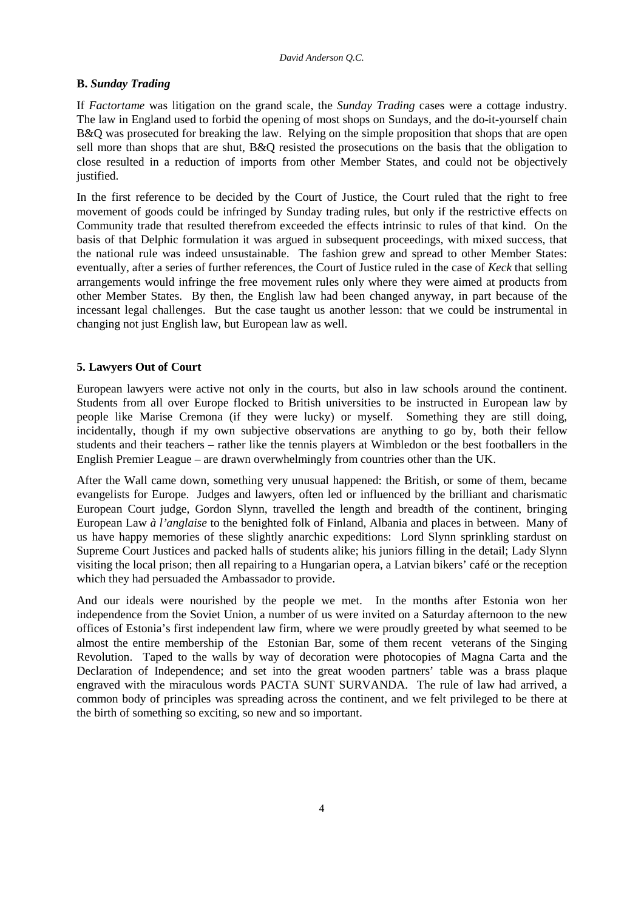## B. *Sunday Trading*

If *Factortame* was litigation on the grand scale, the *Sunday Trading* cases were a cottage industry. The law in England used to forbid the opening of most shops on Sundays, and the do-it-yourself chain B&Q was prosecuted for breaking the law. Relying on the simple proposition that shops that are open sell more than shops that are shut, B&Q resisted the prosecutions on the basis that the obligation to close resulted in a reduction of imports from other Member States, and could not be objectively justified.

In the first reference to be decided by the Court of Justice, the Court ruled that the right to free movement of goods could be infringed by Sunday trading rules, but only if the restrictive effects on Community trade that resulted therefrom exceeded the effects intrinsic to rules of that kind. On the basis of that Delphic formulation it was argued in subsequent proceedings, with mixed success, that the national rule was indeed unsustainable. The fashion grew and spread to other Member States: eventually, after a series of further references, the Court of Justice ruled in the case of *Keck* that selling arrangements would infringe the free movement rules only where they were aimed at products from other Member States. By then, the English law had been changed anyway, in part because of the incessant legal challenges. But the case taught us another lesson: that we could be instrumental in changing not just English law, but European law as well.

## 5. Lawyers Out of Court

European lawyers were active not only in the courts, but also in law schools around the continent. Students from all over Europe flocked to British universities to be instructed in European law by people like Marise Cremona (if they were lucky) or myself. Something they are still doing, incidentally, though if my own subjective observations are anything to go by, both their fellow students and their teachers – rather like the tennis players at Wimbledon or the best footballers in the English Premier League – are drawn overwhelmingly from countries other than the UK.

After the Wall came down, something very unusual happened: the British, or some of them, became evangelists for Europe. Judges and lawyers, often led or influenced by the brilliant and charismatic European Court judge, Gordon Slynn, travelled the length and breadth of the continent, bringing European Law *à l'anglaise* to the benighted folk of Finland, Albania and places in between. Many of us have happy memories of these slightly anarchic expeditions: Lord Slynn sprinkling stardust on Supreme Court Justices and packed halls of students alike; his juniors filling in the detail; Lady Slynn visiting the local prison; then all repairing to a Hungarian opera, a Latvian bikers' café or the reception which they had persuaded the Ambassador to provide.

And our ideals were nourished by the people we met. In the months after Estonia won her independence from the Soviet Union, a number of us were invited on a Saturday afternoon to the new offices of Estonia's first independent law firm, where we were proudly greeted by what seemed to be almost the entire membership of the Estonian Bar, some of them recent veterans of the Singing Revolution. Taped to the walls by way of decoration were photocopies of Magna Carta and the Declaration of Independence; and set into the great wooden partners' table was a brass plaque engraved with the miraculous words PACTA SUNT SURVANDA. The rule of law had arrived, a common body of principles was spreading across the continent, and we felt privileged to be there at the birth of something so exciting, so new and so important.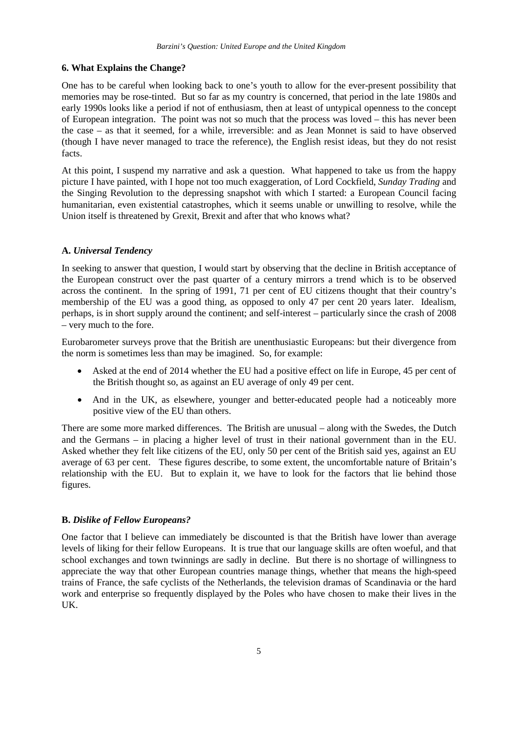## 6. What Explains the Change?

One has to be careful when looking back to one's youth to allow for the ever-present possibility that memories may be rose-tinted. But so far as my country is concerned, that period in the late 1980s and early 1990s looks like a period if not of enthusiasm, then at least of untypical openness to the concept of European integration. The point was not so much that the process was loved – this has never been the case – as that it seemed, for a while, irreversible: and as Jean Monnet is said to have observed (though I have never managed to trace the reference), the English resist ideas, but they do not resist facts.

At this point, I suspend my narrative and ask a question. What happened to take us from the happy picture I have painted, with I hope not too much exaggeration, of Lord Cockfield, *Sunday Trading* and the Singing Revolution to the depressing snapshot with which I started: a European Council facing humanitarian, even existential catastrophes, which it seems unable or unwilling to resolve, while the Union itself is threatened by Grexit, Brexit and after that who knows what?

### A. *Universal Tendency*

In seeking to answer that question, I would start by observing that the decline in British acceptance of the European construct over the past quarter of a century mirrors a trend which is to be observed across the continent. In the spring of 1991, 71 per cent of EU citizens thought that their country's membership of the EU was a good thing, as opposed to only 47 per cent 20 years later. Idealism, perhaps, is in short supply around the continent; and self-interest – particularly since the crash of 2008 – very much to the fore.

Eurobarometer surveys prove that the British are unenthusiastic Europeans: but their divergence from the norm is sometimes less than may be imagined. So, for example:

- Asked at the end of 2014 whether the EU had a positive effect on life in Europe, 45 per cent of the British thought so, as against an EU average of only 49 per cent.
- And in the UK, as elsewhere, younger and better-educated people had a noticeably more positive view of the EU than others.

There are some more marked differences. The British are unusual – along with the Swedes, the Dutch and the Germans – in placing a higher level of trust in their national government than in the EU. Asked whether they felt like citizens of the EU, only 50 per cent of the British said yes, against an EU average of 63 per cent. These figures describe, to some extent, the uncomfortable nature of Britain's relationship with the EU. But to explain it, we have to look for the factors that lie behind those figures.

### B. *Dislike of Fellow Europeans?*

One factor that I believe can immediately be discounted is that the British have lower than average levels of liking for their fellow Europeans. It is true that our language skills are often woeful, and that school exchanges and town twinnings are sadly in decline. But there is no shortage of willingness to appreciate the way that other European countries manage things, whether that means the high-speed trains of France, the safe cyclists of the Netherlands, the television dramas of Scandinavia or the hard work and enterprise so frequently displayed by the Poles who have chosen to make their lives in the UK.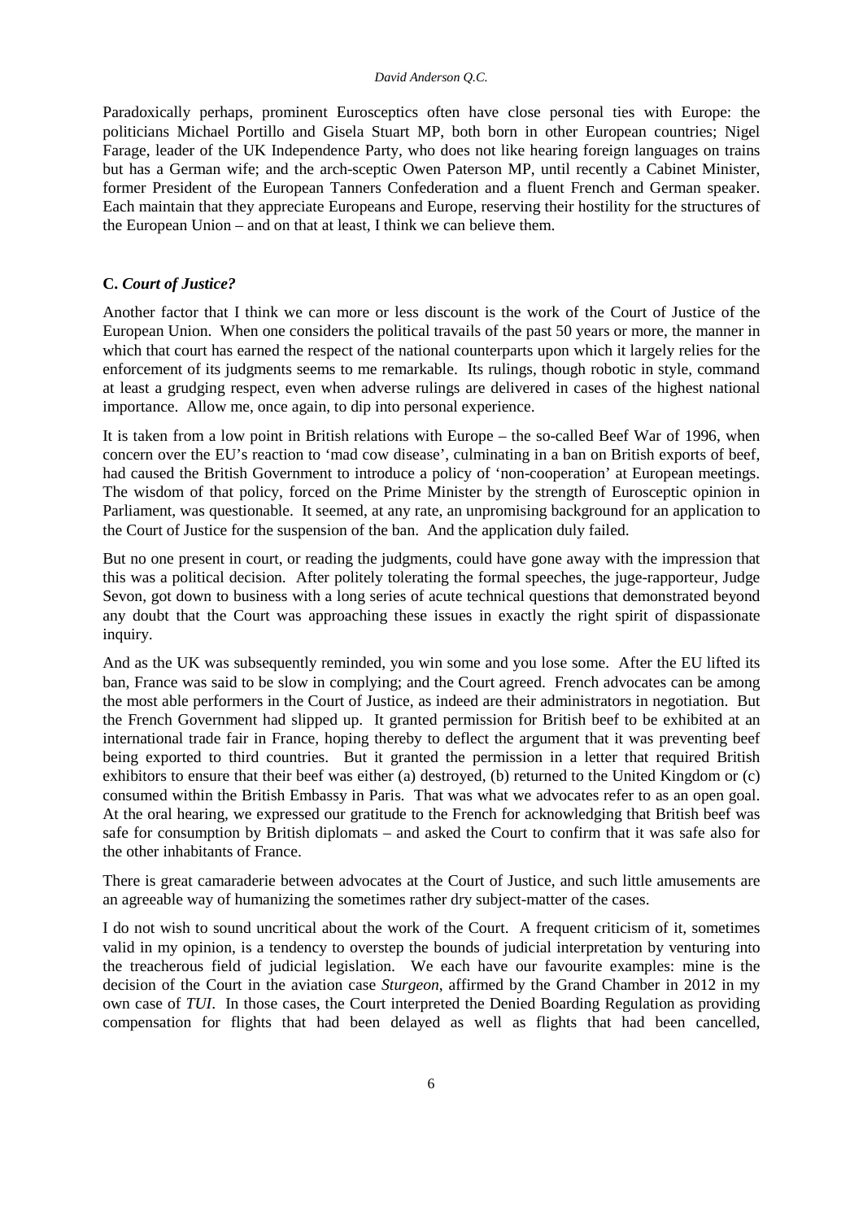Paradoxically perhaps, prominent Eurosceptics often have close personal ties with Europe: the politicians Michael Portillo and Gisela Stuart MP, both born in other European countries; Nigel Farage, leader of the UK Independence Party, who does not like hearing foreign languages on trains but has a German wife; and the arch-sceptic Owen Paterson MP, until recently a Cabinet Minister, former President of the European Tanners Confederation and a fluent French and German speaker. Each maintain that they appreciate Europeans and Europe, reserving their hostility for the structures of the European Union – and on that at least, I think we can believe them.

### C. *Court of Justice?*

Another factor that I think we can more or less discount is the work of the Court of Justice of the European Union. When one considers the political travails of the past 50 years or more, the manner in which that court has earned the respect of the national counterparts upon which it largely relies for the enforcement of its judgments seems to me remarkable. Its rulings, though robotic in style, command at least a grudging respect, even when adverse rulings are delivered in cases of the highest national importance. Allow me, once again, to dip into personal experience.

It is taken from a low point in British relations with Europe – the so-called Beef War of 1996, when concern over the EU's reaction to 'mad cow disease', culminating in a ban on British exports of beef, had caused the British Government to introduce a policy of 'non-cooperation' at European meetings. The wisdom of that policy, forced on the Prime Minister by the strength of Eurosceptic opinion in Parliament, was questionable. It seemed, at any rate, an unpromising background for an application to the Court of Justice for the suspension of the ban. And the application duly failed.

But no one present in court, or reading the judgments, could have gone away with the impression that this was a political decision. After politely tolerating the formal speeches, the juge-rapporteur, Judge Sevon, got down to business with a long series of acute technical questions that demonstrated beyond any doubt that the Court was approaching these issues in exactly the right spirit of dispassionate inquiry.

And as the UK was subsequently reminded, you win some and you lose some. After the EU lifted its ban, France was said to be slow in complying; and the Court agreed. French advocates can be among the most able performers in the Court of Justice, as indeed are their administrators in negotiation. But the French Government had slipped up. It granted permission for British beef to be exhibited at an international trade fair in France, hoping thereby to deflect the argument that it was preventing beef being exported to third countries. But it granted the permission in a letter that required British exhibitors to ensure that their beef was either (a) destroyed, (b) returned to the United Kingdom or (c) consumed within the British Embassy in Paris. That was what we advocates refer to as an open goal. At the oral hearing, we expressed our gratitude to the French for acknowledging that British beef was safe for consumption by British diplomats – and asked the Court to confirm that it was safe also for the other inhabitants of France.

There is great camaraderie between advocates at the Court of Justice, and such little amusements are an agreeable way of humanizing the sometimes rather dry subject-matter of the cases.

I do not wish to sound uncritical about the work of the Court. A frequent criticism of it, sometimes valid in my opinion, is a tendency to overstep the bounds of judicial interpretation by venturing into the treacherous field of judicial legislation. We each have our favourite examples: mine is the decision of the Court in the aviation case *Sturgeon*, affirmed by the Grand Chamber in 2012 in my own case of *TUI*. In those cases, the Court interpreted the Denied Boarding Regulation as providing compensation for flights that had been delayed as well as flights that had been cancelled,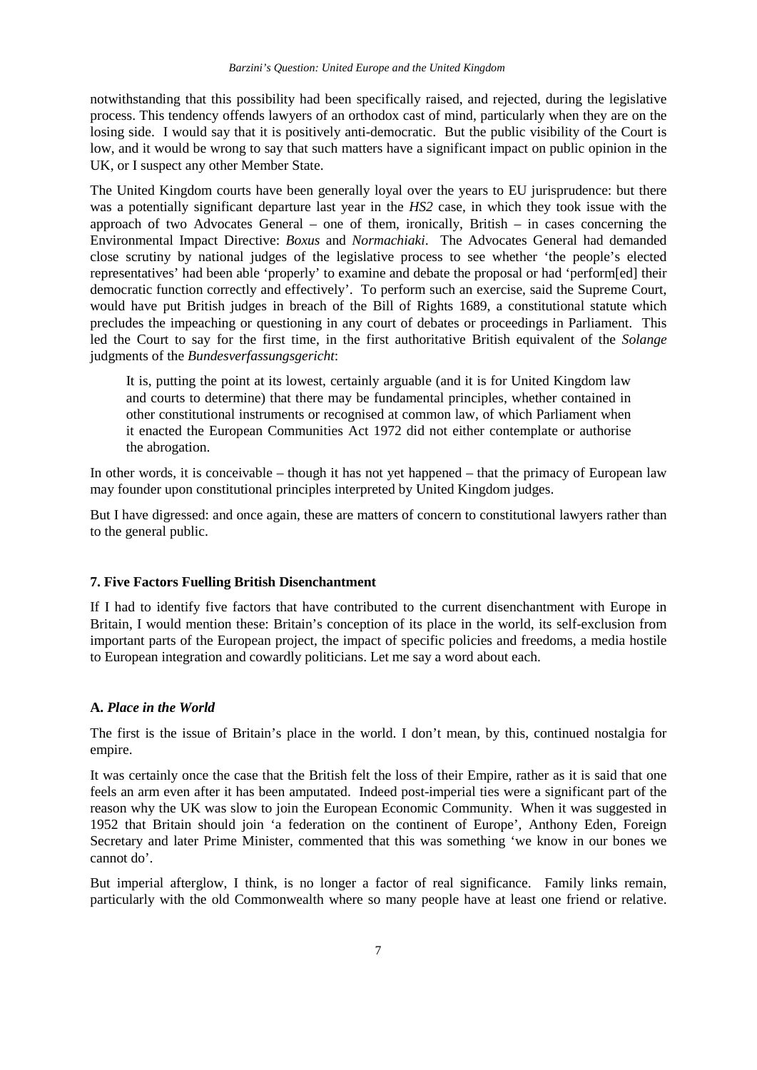notwithstanding that this possibility had been specifically raised, and rejected, during the legislative process. This tendency offends lawyers of an orthodox cast of mind, particularly when they are on the losing side. I would say that it is positively anti-democratic. But the public visibility of the Court is low, and it would be wrong to say that such matters have a significant impact on public opinion in the UK, or I suspect any other Member State.

The United Kingdom courts have been generally loyal over the years to EU jurisprudence: but there was a potentially significant departure last year in the *HS2* case, in which they took issue with the approach of two Advocates General – one of them, ironically, British – in cases concerning the Environmental Impact Directive: *Boxus* and *Normachiaki*. The Advocates General had demanded close scrutiny by national judges of the legislative process to see whether 'the people's elected representatives' had been able 'properly' to examine and debate the proposal or had 'perform[ed] their democratic function correctly and effectively'. To perform such an exercise, said the Supreme Court, would have put British judges in breach of the Bill of Rights 1689, a constitutional statute which precludes the impeaching or questioning in any court of debates or proceedings in Parliament. This led the Court to say for the first time, in the first authoritative British equivalent of the *Solange* judgments of the *Bundesverfassungsgericht*:

> It is, putting the point at its lowest, certainly arguable (and it is for United Kingdom law and courts to determine) that there may be fundamental principles, whether contained in other constitutional instruments or recognised at common law, of which Parliament when it enacted the European Communities Act 1972 did not either contemplate or authorise the abrogation.

In other words, it is conceivable – though it has not yet happened – that the primacy of European law may founder upon constitutional principles interpreted by United Kingdom judges.

But I have digressed: and once again, these are matters of concern to constitutional lawyers rather than to the general public.

## 7. Five Factors Fuelling British Disenchantment

If I had to identify five factors that have contributed to the current disenchantment with Europe in Britain, I would mention these: Britain's conception of its place in the world, its self-exclusion from important parts of the European project, the impact of specific policies and freedoms, a media hostile to European integration and cowardly politicians. Let me say a word about each.

### A. *Place in the World*

The first is the issue of Britain's place in the world. I don't mean, by this, continued nostalgia for empire.

It was certainly once the case that the British felt the loss of their Empire, rather as it is said that one feels an arm even after it has been amputated. Indeed post-imperial ties were a significant part of the reason why the UK was slow to join the European Economic Community. When it was suggested in 1952 that Britain should join 'a federation on the continent of Europe', Anthony Eden, Foreign Secretary and later Prime Minister, commented that this was something 'we know in our bones we cannot do'.

But imperial afterglow, I think, is no longer a factor of real significance. Family links remain, particularly with the old Commonwealth where so many people have at least one friend or relative.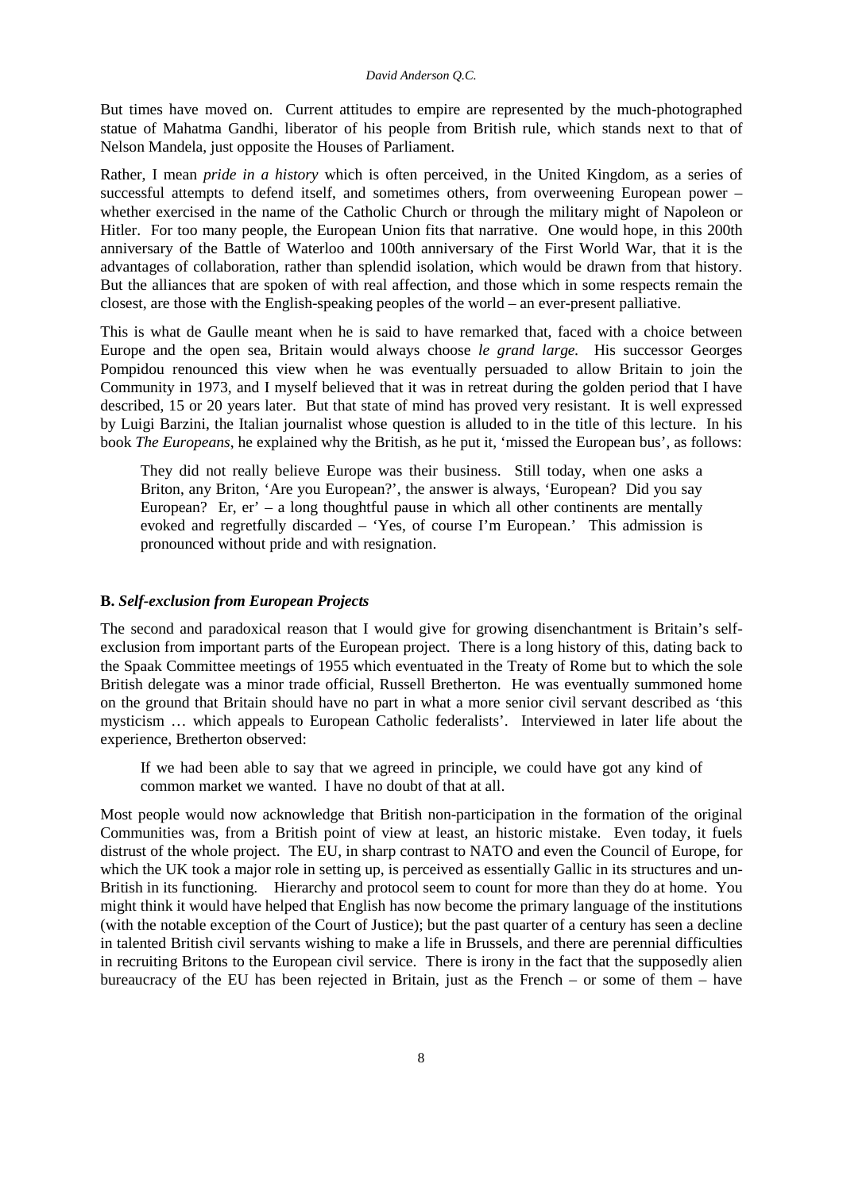But times have moved on. Current attitudes to empire are represented by the much-photographed statue of Mahatma Gandhi, liberator of his people from British rule, which stands next to that of Nelson Mandela, just opposite the Houses of Parliament.

Rather, I mean *pride in a history* which is often perceived, in the United Kingdom, as a series of successful attempts to defend itself, and sometimes others, from overweening European power – whether exercised in the name of the Catholic Church or through the military might of Napoleon or Hitler. For too many people, the European Union fits that narrative. One would hope, in this 200th anniversary of the Battle of Waterloo and 100th anniversary of the First World War, that it is the advantages of collaboration, rather than splendid isolation, which would be drawn from that history. But the alliances that are spoken of with real affection, and those which in some respects remain the closest, are those with the English-speaking peoples of the world – an ever-present palliative.

This is what de Gaulle meant when he is said to have remarked that, faced with a choice between Europe and the open sea, Britain would always choose *le grand large.* His successor Georges Pompidou renounced this view when he was eventually persuaded to allow Britain to join the Community in 1973, and I myself believed that it was in retreat during the golden period that I have described, 15 or 20 years later. But that state of mind has proved very resistant. It is well expressed by Luigi Barzini, the Italian journalist whose question is alluded to in the title of this lecture. In his book *The Europeans*, he explained why the British, as he put it, 'missed the European bus', as follows:

> They did not really believe Europe was their business. Still today, when one asks a Briton, any Briton, 'Are you European?', the answer is always, 'European? Did you say European? Er, er' – a long thoughtful pause in which all other continents are mentally evoked and regretfully discarded – 'Yes, of course I'm European.' This admission is pronounced without pride and with resignation.

### B. *Self-exclusion from European Projects*

The second and paradoxical reason that I would give for growing disenchantment is Britain's self-exclusion from important parts of the European project. There is a long history of this, dating back to the Spaak Committee meetings of 1955 which eventuated in the Treaty of Rome but to which the sole British delegate was a minor trade official, Russell Bretherton. He was eventually summoned home on the ground that Britain should have no part in what a more senior civil servant described as 'this mysticism … which appeals to European Catholic federalists'. Interviewed in later life about the experience, Bretherton observed:

> If we had been able to say that we agreed in principle, we could have got any kind of common market we wanted. I have no doubt of that at all.

Most people would now acknowledge that British non-participation in the formation of the original Communities was, from a British point of view at least, an historic mistake. Even today, it fuels distrust of the whole project. The EU, in sharp contrast to NATO and even the Council of Europe, for which the UK took a major role in setting up, is perceived as essentially Gallic in its structures and un-British in its functioning. Hierarchy and protocol seem to count for more than they do at home. You might think it would have helped that English has now become the primary language of the institutions (with the notable exception of the Court of Justice); but the past quarter of a century has seen a decline in talented British civil servants wishing to make a life in Brussels, and there are perennial difficulties in recruiting Britons to the European civil service. There is irony in the fact that the supposedly alien bureaucracy of the EU has been rejected in Britain, just as the French – or some of them – have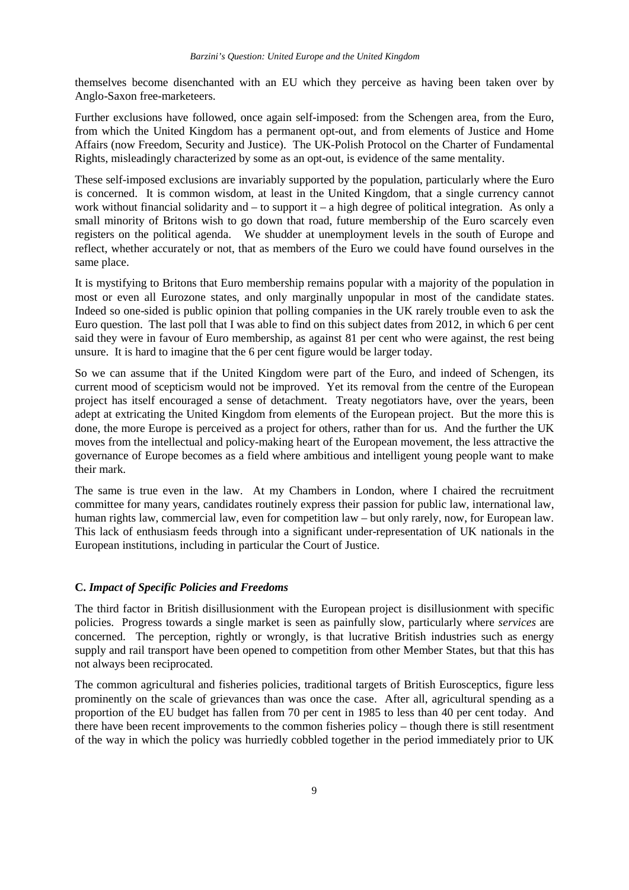themselves become disenchanted with an EU which they perceive as having been taken over by Anglo-Saxon free-marketeers.

Further exclusions have followed, once again self-imposed: from the Schengen area, from the Euro, from which the United Kingdom has a permanent opt-out, and from elements of Justice and Home Affairs (now Freedom, Security and Justice). The UK-Polish Protocol on the Charter of Fundamental Rights, misleadingly characterized by some as an opt-out, is evidence of the same mentality.

These self-imposed exclusions are invariably supported by the population, particularly where the Euro is concerned. It is common wisdom, at least in the United Kingdom, that a single currency cannot work without financial solidarity and – to support it – a high degree of political integration. As only a small minority of Britons wish to go down that road, future membership of the Euro scarcely even registers on the political agenda. We shudder at unemployment levels in the south of Europe and reflect, whether accurately or not, that as members of the Euro we could have found ourselves in the same place.

It is mystifying to Britons that Euro membership remains popular with a majority of the population in most or even all Eurozone states, and only marginally unpopular in most of the candidate states. Indeed so one-sided is public opinion that polling companies in the UK rarely trouble even to ask the Euro question. The last poll that I was able to find on this subject dates from 2012, in which 6 per cent said they were in favour of Euro membership, as against 81 per cent who were against, the rest being unsure. It is hard to imagine that the 6 per cent figure would be larger today.

So we can assume that if the United Kingdom were part of the Euro, and indeed of Schengen, its current mood of scepticism would not be improved. Yet its removal from the centre of the European project has itself encouraged a sense of detachment. Treaty negotiators have, over the years, been adept at extricating the United Kingdom from elements of the European project. But the more this is done, the more Europe is perceived as a project for others, rather than for us. And the further the UK moves from the intellectual and policy-making heart of the European movement, the less attractive the governance of Europe becomes as a field where ambitious and intelligent young people want to make their mark.

The same is true even in the law. At my Chambers in London, where I chaired the recruitment committee for many years, candidates routinely express their passion for public law, international law, human rights law, commercial law, even for competition law – but only rarely, now, for European law. This lack of enthusiasm feeds through into a significant under-representation of UK nationals in the European institutions, including in particular the Court of Justice.

### C. *Impact of Specific Policies and Freedoms*

The third factor in British disillusionment with the European project is disillusionment with specific policies. Progress towards a single market is seen as painfully slow, particularly where *services* are concerned. The perception, rightly or wrongly, is that lucrative British industries such as energy supply and rail transport have been opened to competition from other Member States, but that this has not always been reciprocated.

The common agricultural and fisheries policies, traditional targets of British Eurosceptics, figure less prominently on the scale of grievances than was once the case. After all, agricultural spending as a proportion of the EU budget has fallen from 70 per cent in 1985 to less than 40 per cent today. And there have been recent improvements to the common fisheries policy – though there is still resentment of the way in which the policy was hurriedly cobbled together in the period immediately prior to UK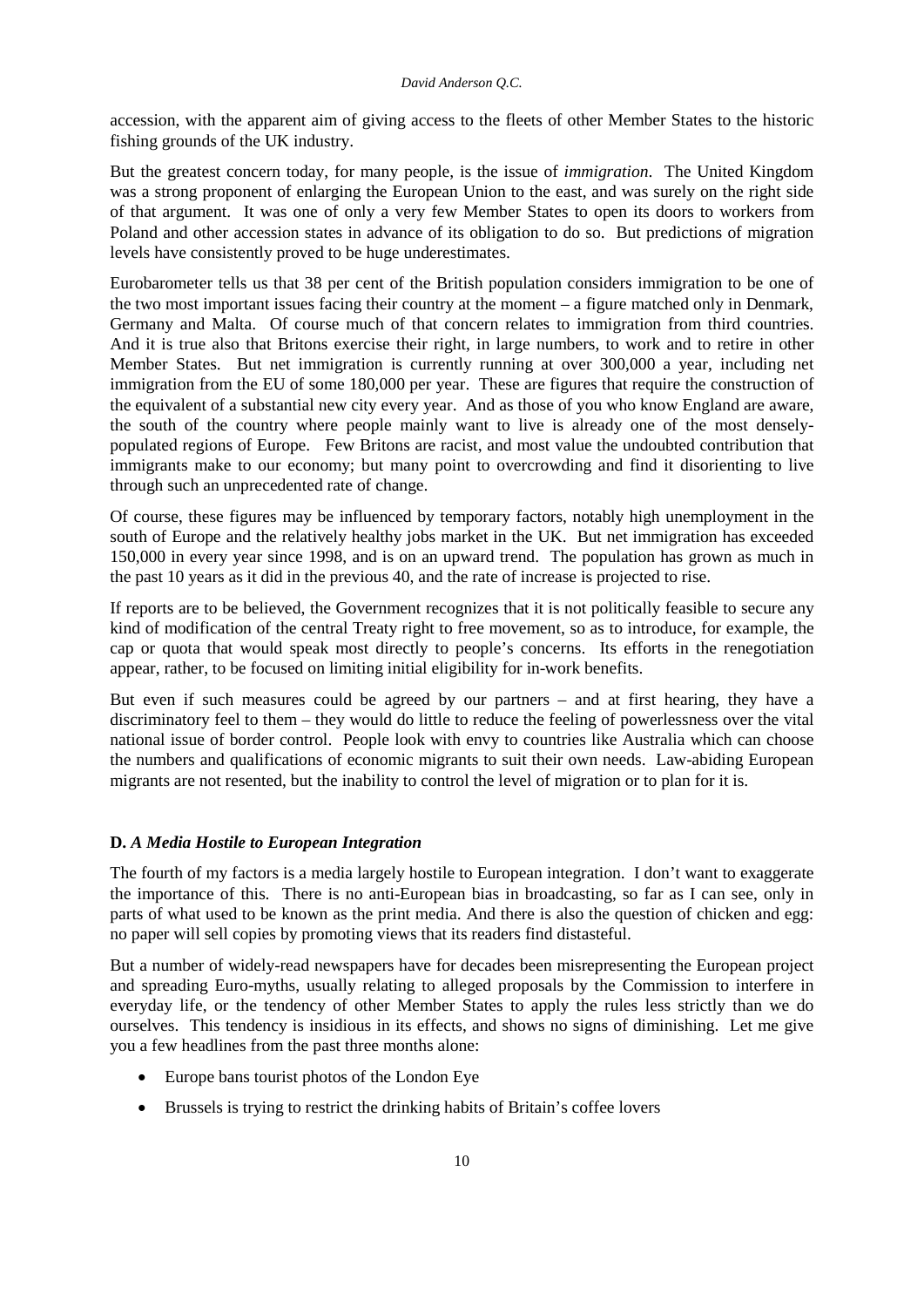accession, with the apparent aim of giving access to the fleets of other Member States to the historic fishing grounds of the UK industry.

But the greatest concern today, for many people, is the issue of *immigration*. The United Kingdom was a strong proponent of enlarging the European Union to the east, and was surely on the right side of that argument. It was one of only a very few Member States to open its doors to workers from Poland and other accession states in advance of its obligation to do so. But predictions of migration levels have consistently proved to be huge underestimates.

Eurobarometer tells us that 38 per cent of the British population considers immigration to be one of the two most important issues facing their country at the moment – a figure matched only in Denmark, Germany and Malta. Of course much of that concern relates to immigration from third countries. And it is true also that Britons exercise their right, in large numbers, to work and to retire in other Member States. But net immigration is currently running at over 300,000 a year, including net immigration from the EU of some 180,000 per year. These are figures that require the construction of the equivalent of a substantial new city every year. And as those of you who know England are aware, the south of the country where people mainly want to live is already one of the most densely-populated regions of Europe. Few Britons are racist, and most value the undoubted contribution that immigrants make to our economy; but many point to overcrowding and find it disorienting to live through such an unprecedented rate of change.

Of course, these figures may be influenced by temporary factors, notably high unemployment in the south of Europe and the relatively healthy jobs market in the UK. But net immigration has exceeded 150,000 in every year since 1998, and is on an upward trend. The population has grown as much in the past 10 years as it did in the previous 40, and the rate of increase is projected to rise.

If reports are to be believed, the Government recognizes that it is not politically feasible to secure any kind of modification of the central Treaty right to free movement, so as to introduce, for example, the cap or quota that would speak most directly to people's concerns. Its efforts in the renegotiation appear, rather, to be focused on limiting initial eligibility for in-work benefits.

But even if such measures could be agreed by our partners – and at first hearing, they have a discriminatory feel to them – they would do little to reduce the feeling of powerlessness over the vital national issue of border control. People look with envy to countries like Australia which can choose the numbers and qualifications of economic migrants to suit their own needs. Law-abiding European migrants are not resented, but the inability to control the level of migration or to plan for it is.

### D. *A Media Hostile to European Integration*

The fourth of my factors is a media largely hostile to European integration. I don't want to exaggerate the importance of this. There is no anti-European bias in broadcasting, so far as I can see, only in parts of what used to be known as the print media. And there is also the question of chicken and egg: no paper will sell copies by promoting views that its readers find distasteful.

But a number of widely-read newspapers have for decades been misrepresenting the European project and spreading Euro-myths, usually relating to alleged proposals by the Commission to interfere in everyday life, or the tendency of other Member States to apply the rules less strictly than we do ourselves. This tendency is insidious in its effects, and shows no signs of diminishing. Let me give you a few headlines from the past three months alone:

- Europe bans tourist photos of the London Eye
- Brussels is trying to restrict the drinking habits of Britain's coffee lovers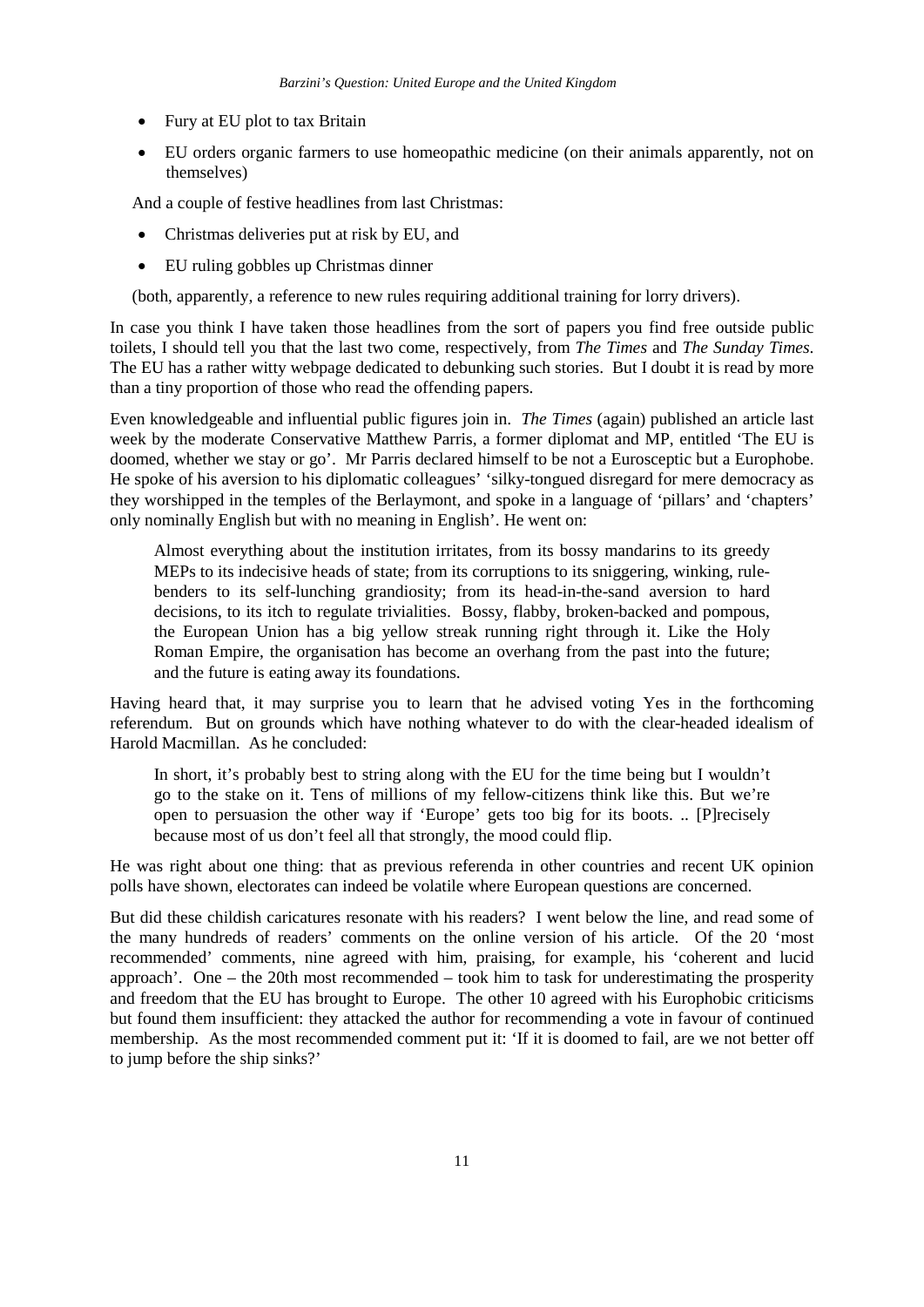- Fury at EU plot to tax Britain
- EU orders organic farmers to use homeopathic medicine (on their animals apparently, not on themselves)

And a couple of festive headlines from last Christmas:

- Christmas deliveries put at risk by EU, and
- EU ruling gobbles up Christmas dinner

(both, apparently, a reference to new rules requiring additional training for lorry drivers).

In case you think I have taken those headlines from the sort of papers you find free outside public toilets, I should tell you that the last two come, respectively, from *The Times* and *The Sunday Times*. The EU has a rather witty webpage dedicated to debunking such stories. But I doubt it is read by more than a tiny proportion of those who read the offending papers.

Even knowledgeable and influential public figures join in. *The Times* (again) published an article last week by the moderate Conservative Matthew Parris, a former diplomat and MP, entitled 'The EU is doomed, whether we stay or go'. Mr Parris declared himself to be not a Eurosceptic but a Europhobe. He spoke of his aversion to his diplomatic colleagues' 'silky-tongued disregard for mere democracy as they worshipped in the temples of the Berlaymont, and spoke in a language of 'pillars' and 'chapters' only nominally English but with no meaning in English'. He went on:

> Almost everything about the institution irritates, from its bossy mandarins to its greedy MEPs to its indecisive heads of state; from its corruptions to its sniggering, winking, rule-benders to its self-lunching grandiosity; from its head-in-the-sand aversion to hard decisions, to its itch to regulate trivialities. Bossy, flabby, broken-backed and pompous, the European Union has a big yellow streak running right through it. Like the Holy Roman Empire, the organisation has become an overhang from the past into the future; and the future is eating away its foundations.

Having heard that, it may surprise you to learn that he advised voting Yes in the forthcoming referendum. But on grounds which have nothing whatever to do with the clear-headed idealism of Harold Macmillan. As he concluded:

> In short, it's probably best to string along with the EU for the time being but I wouldn't go to the stake on it. Tens of millions of my fellow-citizens think like this. But we're open to persuasion the other way if 'Europe' gets too big for its boots. .. [P]recisely because most of us don't feel all that strongly, the mood could flip.

He was right about one thing: that as previous referenda in other countries and recent UK opinion polls have shown, electorates can indeed be volatile where European questions are concerned.

But did these childish caricatures resonate with his readers? I went below the line, and read some of the many hundreds of readers' comments on the online version of his article. Of the 20 'most recommended' comments, nine agreed with him, praising, for example, his 'coherent and lucid approach'. One – the 20th most recommended – took him to task for underestimating the prosperity and freedom that the EU has brought to Europe. The other 10 agreed with his Europhobic criticisms but found them insufficient: they attacked the author for recommending a vote in favour of continued membership. As the most recommended comment put it: 'If it is doomed to fail, are we not better off to jump before the ship sinks?'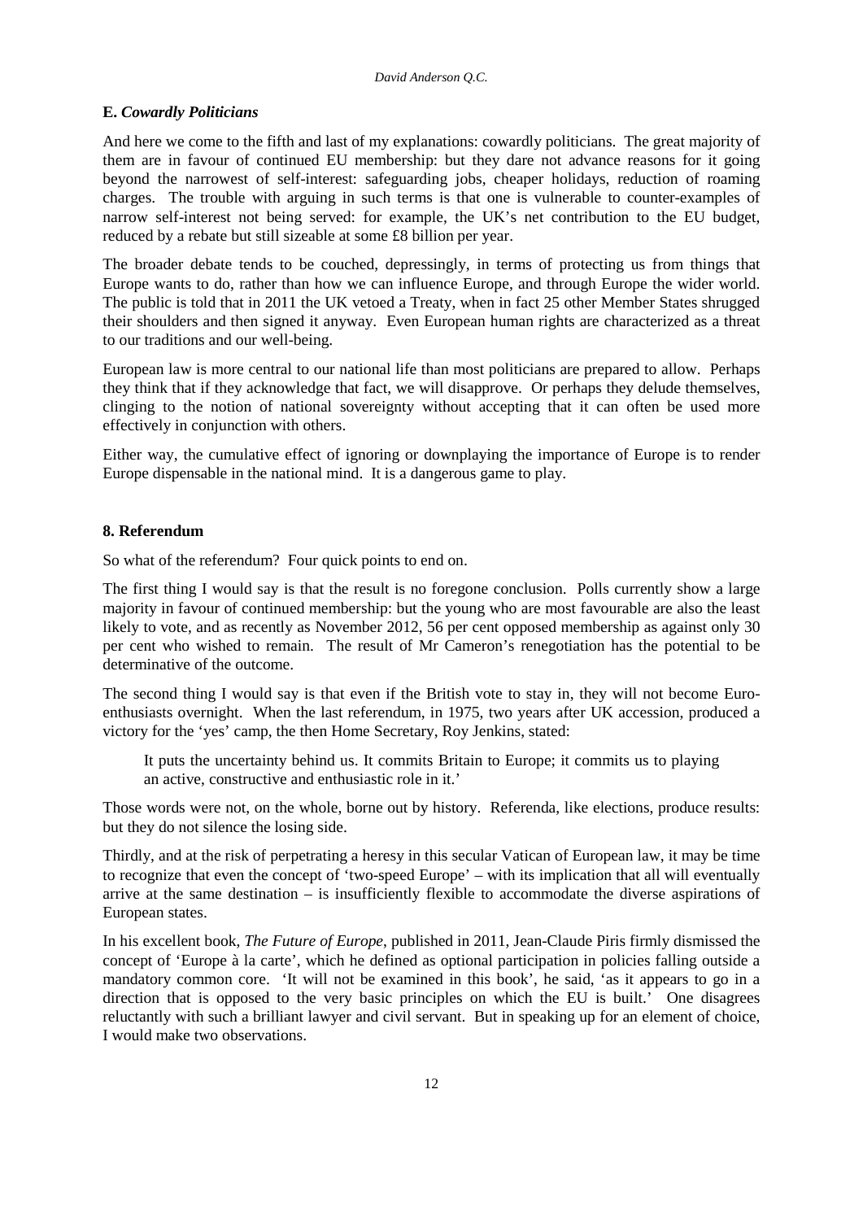### E. *Cowardly Politicians*

And here we come to the fifth and last of my explanations: cowardly politicians. The great majority of them are in favour of continued EU membership: but they dare not advance reasons for it going beyond the narrowest of self-interest: safeguarding jobs, cheaper holidays, reduction of roaming charges. The trouble with arguing in such terms is that one is vulnerable to counter-examples of narrow self-interest not being served: for example, the UK's net contribution to the EU budget, reduced by a rebate but still sizeable at some £8 billion per year.

The broader debate tends to be couched, depressingly, in terms of protecting us from things that Europe wants to do, rather than how we can influence Europe, and through Europe the wider world. The public is told that in 2011 the UK vetoed a Treaty, when in fact 25 other Member States shrugged their shoulders and then signed it anyway. Even European human rights are characterized as a threat to our traditions and our well-being.

European law is more central to our national life than most politicians are prepared to allow. Perhaps they think that if they acknowledge that fact, we will disapprove. Or perhaps they delude themselves, clinging to the notion of national sovereignty without accepting that it can often be used more effectively in conjunction with others.

Either way, the cumulative effect of ignoring or downplaying the importance of Europe is to render Europe dispensable in the national mind. It is a dangerous game to play.

## 8. Referendum

So what of the referendum? Four quick points to end on.

The first thing I would say is that the result is no foregone conclusion. Polls currently show a large majority in favour of continued membership: but the young who are most favourable are also the least likely to vote, and as recently as November 2012, 56 per cent opposed membership as against only 30 per cent who wished to remain. The result of Mr Cameron's renegotiation has the potential to be determinative of the outcome.

The second thing I would say is that even if the British vote to stay in, they will not become Euro-enthusiasts overnight. When the last referendum, in 1975, two years after UK accession, produced a victory for the 'yes' camp, the then Home Secretary, Roy Jenkins, stated:

> It puts the uncertainty behind us. It commits Britain to Europe; it commits us to playing an active, constructive and enthusiastic role in it.'

Those words were not, on the whole, borne out by history. Referenda, like elections, produce results: but they do not silence the losing side.

Thirdly, and at the risk of perpetrating a heresy in this secular Vatican of European law, it may be time to recognize that even the concept of 'two-speed Europe' – with its implication that all will eventually arrive at the same destination – is insufficiently flexible to accommodate the diverse aspirations of European states.

In his excellent book, *The Future of Europe*, published in 2011, Jean-Claude Piris firmly dismissed the concept of 'Europe à la carte', which he defined as optional participation in policies falling outside a mandatory common core. 'It will not be examined in this book', he said, 'as it appears to go in a direction that is opposed to the very basic principles on which the EU is built.' One disagrees reluctantly with such a brilliant lawyer and civil servant. But in speaking up for an element of choice, I would make two observations.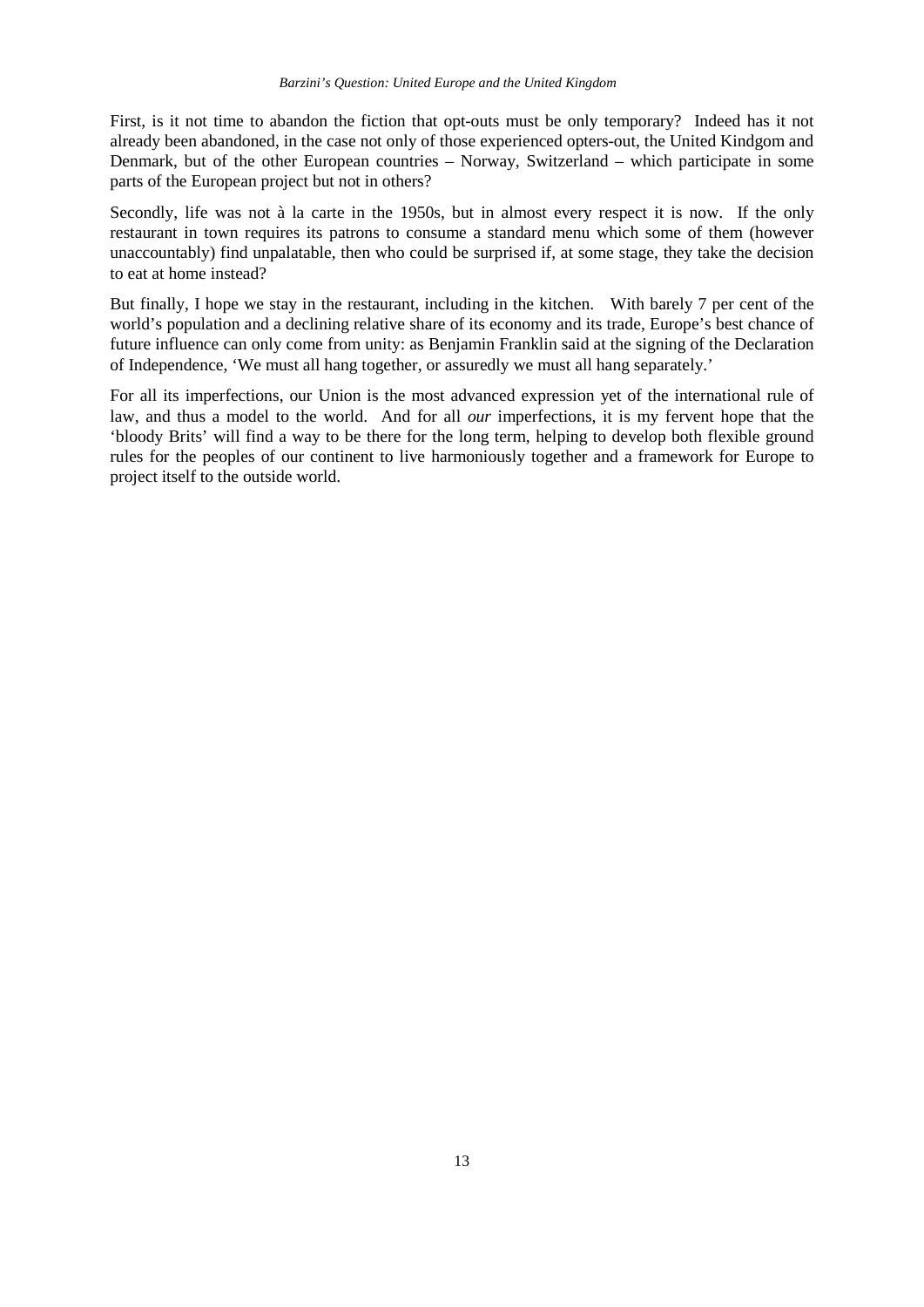First, is it not time to abandon the fiction that opt-outs must be only temporary? Indeed has it not already been abandoned, in the case not only of those experienced opters-out, the United Kindgom and Denmark, but of the other European countries – Norway, Switzerland – which participate in some parts of the European project but not in others?

Secondly, life was not à la carte in the 1950s, but in almost every respect it is now. If the only restaurant in town requires its patrons to consume a standard menu which some of them (however unaccountably) find unpalatable, then who could be surprised if, at some stage, they take the decision to eat at home instead?

But finally, I hope we stay in the restaurant, including in the kitchen. With barely 7 per cent of the world's population and a declining relative share of its economy and its trade, Europe's best chance of future influence can only come from unity: as Benjamin Franklin said at the signing of the Declaration of Independence, 'We must all hang together, or assuredly we must all hang separately.'

For all its imperfections, our Union is the most advanced expression yet of the international rule of law, and thus a model to the world. And for all *our* imperfections, it is my fervent hope that the 'bloody Brits' will find a way to be there for the long term, helping to develop both flexible ground rules for the peoples of our continent to live harmoniously together and a framework for Europe to project itself to the outside world.